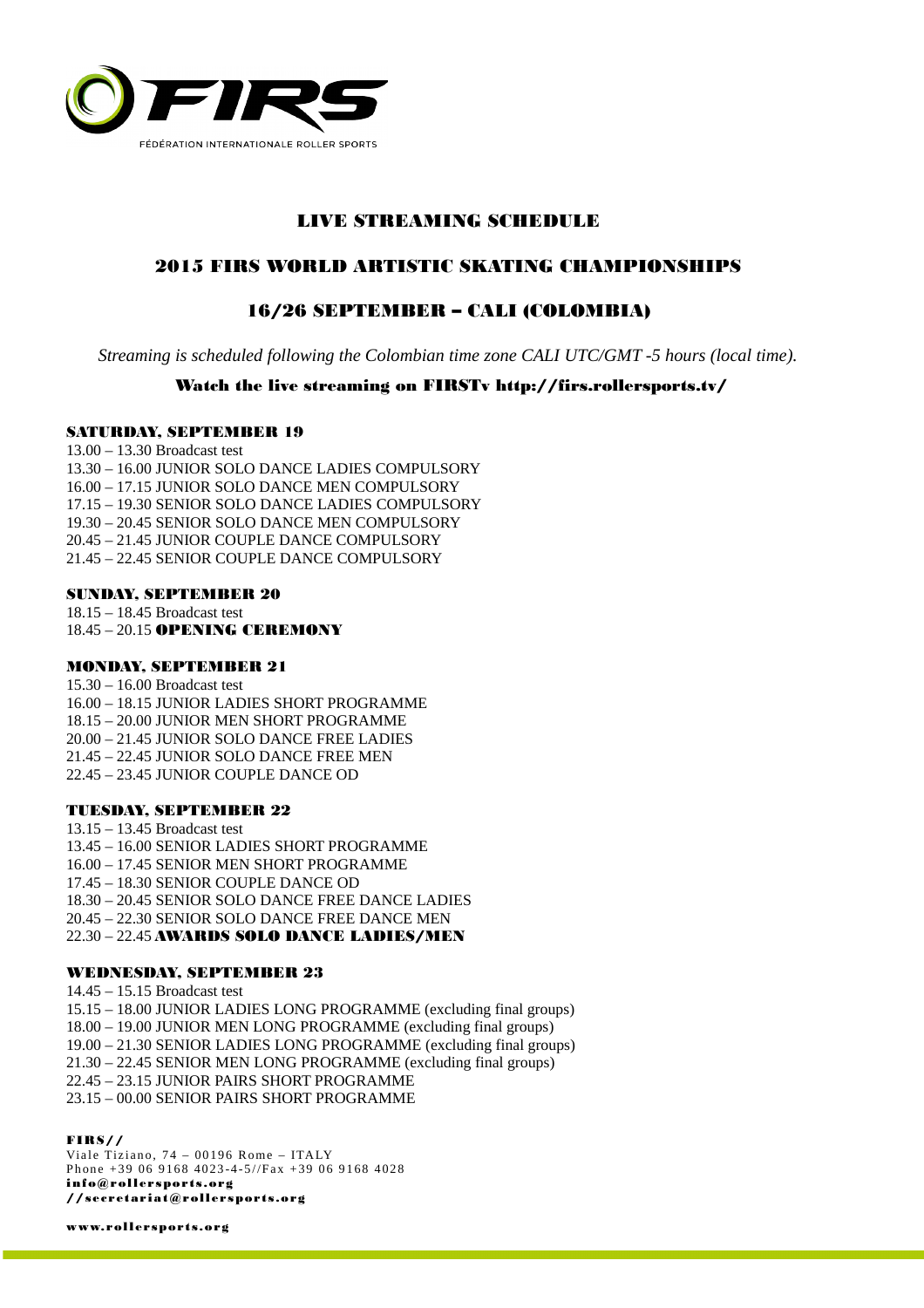FÉDÉRATION INTERNATIONALE ROLLER SPORTS

# LIVE STREAMING SCHEDULE

## 2015 FIRS WORLD ARTISTIC SKATING CHAMPIONSHIPS

## 16/26 SEPTEMBER – CALI (COLOMBIA)

*Streaming is scheduled following the Colombian time zone CALI UTC/GMT -5 hours (local time).*

**Watch the live streaming on FIRSTv http://firs.rollersports.tv/**

### SATURDAY, SEPTEMBER 19

13.00 – 13.30 Broadcast test
13.30 – 16.00 JUNIOR SOLO DANCE LADIES COMPULSORY
16.00 – 17.15 JUNIOR SOLO DANCE MEN COMPULSORY
17.15 – 19.30 SENIOR SOLO DANCE LADIES COMPULSORY
19.30 – 20.45 SENIOR SOLO DANCE MEN COMPULSORY
20.45 – 21.45 JUNIOR COUPLE DANCE COMPULSORY
21.45 – 22.45 SENIOR COUPLE DANCE COMPULSORY

### SUNDAY, SEPTEMBER 20

18.15 – 18.45 Broadcast test
18.45 – 20.15 **OPENING CEREMONY**

### MONDAY, SEPTEMBER 21

15.30 – 16.00 Broadcast test
16.00 – 18.15 JUNIOR LADIES SHORT PROGRAMME
18.15 – 20.00 JUNIOR MEN SHORT PROGRAMME
20.00 – 21.45 JUNIOR SOLO DANCE FREE LADIES
21.45 – 22.45 JUNIOR SOLO DANCE FREE MEN
22.45 – 23.45 JUNIOR COUPLE DANCE OD

### TUESDAY, SEPTEMBER 22

13.15 – 13.45 Broadcast test
13.45 – 16.00 SENIOR LADIES SHORT PROGRAMME
16.00 – 17.45 SENIOR MEN SHORT PROGRAMME
17.45 – 18.30 SENIOR COUPLE DANCE OD
18.30 – 20.45 SENIOR SOLO DANCE FREE DANCE LADIES
20.45 – 22.30 SENIOR SOLO DANCE FREE DANCE MEN
22.30 – 22.45 **AWARDS SOLO DANCE LADIES/MEN**

### WEDNESDAY, SEPTEMBER 23

14.45 – 15.15 Broadcast test
15.15 – 18.00 JUNIOR LADIES LONG PROGRAMME (excluding final groups)
18.00 – 19.00 JUNIOR MEN LONG PROGRAMME (excluding final groups)
19.00 – 21.30 SENIOR LADIES LONG PROGRAMME (excluding final groups)
21.30 – 22.45 SENIOR MEN LONG PROGRAMME (excluding final groups)
22.45 – 23.15 JUNIOR PAIRS SHORT PROGRAMME
23.15 – 00.00 SENIOR PAIRS SHORT PROGRAMME

**FIRS//**
Viale Tiziano, 74 – 00196 Rome – ITALY
Phone +39 06 9168 4023-4-5//Fax +39 06 9168 4028
**info@rollersports.org**
**//secretariat@rollersports.org**

**www.rollersports.org**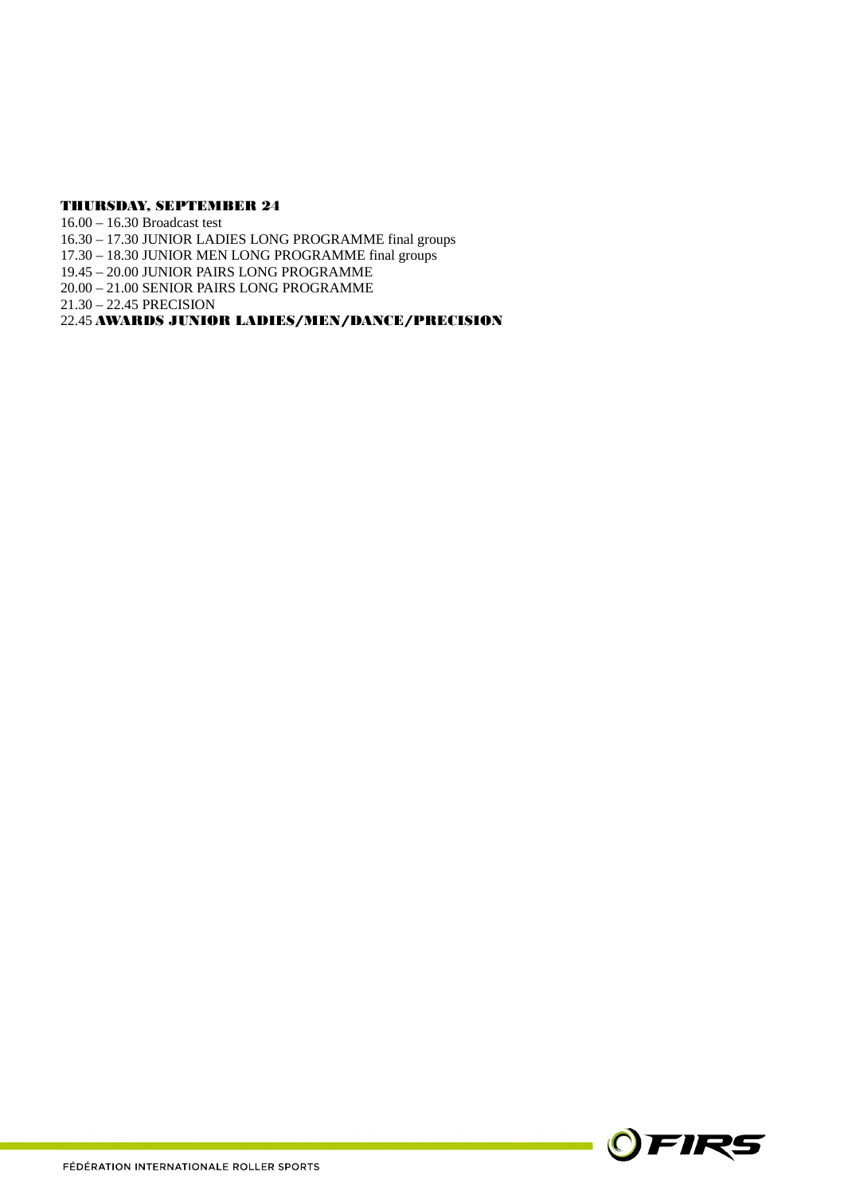**THURSDAY, SEPTEMBER 24**

16.00 – 16.30 Broadcast test
16.30 – 17.30 JUNIOR LADIES LONG PROGRAMME final groups
17.30 – 18.30 JUNIOR MEN LONG PROGRAMME final groups
19.45 – 20.00 JUNIOR PAIRS LONG PROGRAMME
20.00 – 21.00 SENIOR PAIRS LONG PROGRAMME
21.30 – 22.45 PRECISION
22.45 **AWARDS JUNIOR LADIES/MEN/DANCE/PRECISION**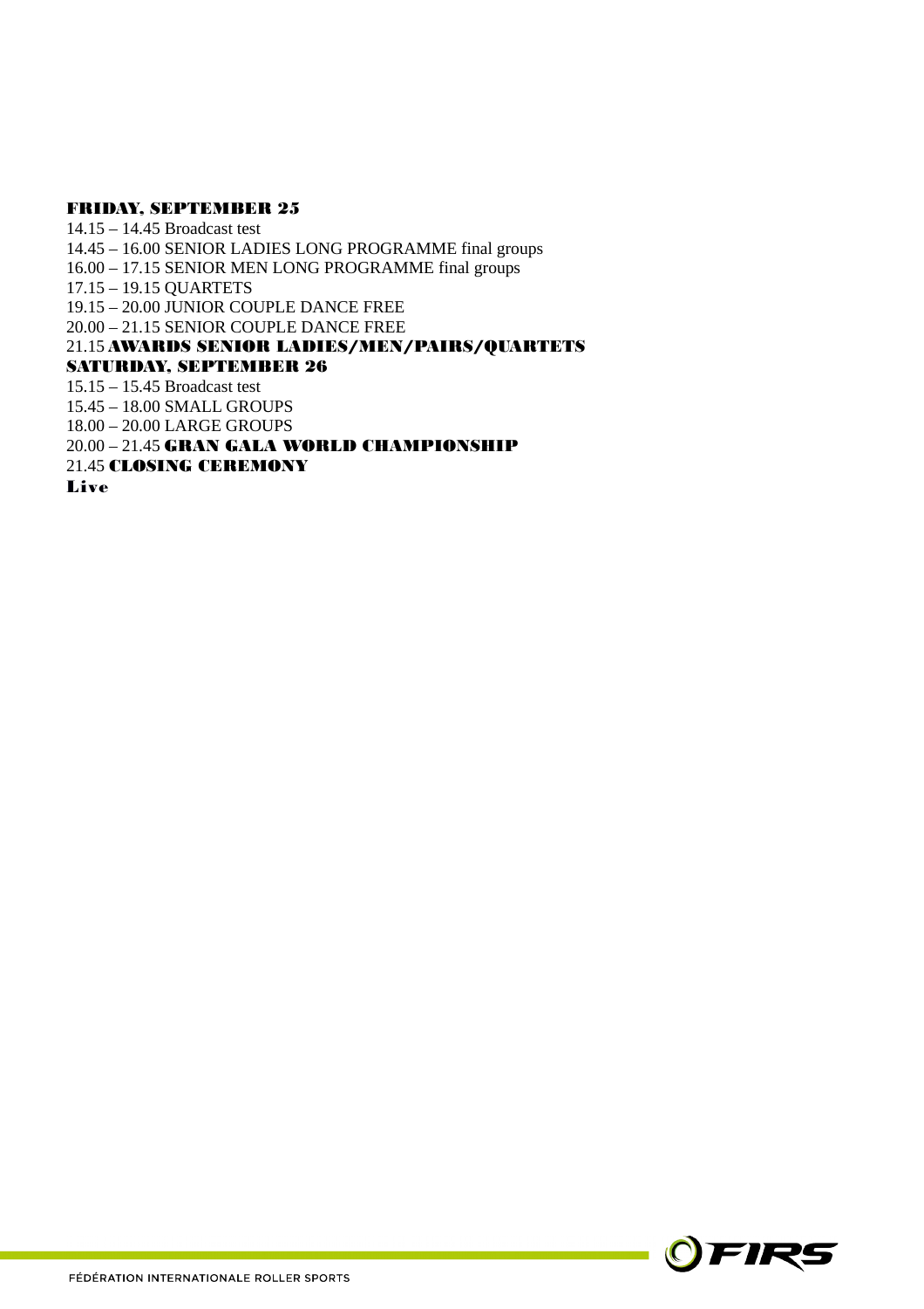**FRIDAY, SEPTEMBER 25**

14.15 – 14.45 Broadcast test
14.45 – 16.00 SENIOR LADIES LONG PROGRAMME final groups
16.00 – 17.15 SENIOR MEN LONG PROGRAMME final groups
17.15 – 19.15 QUARTETS
19.15 – 20.00 JUNIOR COUPLE DANCE FREE
20.00 – 21.15 SENIOR COUPLE DANCE FREE
21.15 **AWARDS SENIOR LADIES/MEN/PAIRS/QUARTETS**

**SATURDAY, SEPTEMBER 26**

15.15 – 15.45 Broadcast test
15.45 – 18.00 SMALL GROUPS
18.00 – 20.00 LARGE GROUPS
20.00 – 21.45 **GRAN GALA WORLD CHAMPIONSHIP**
21.45 **CLOSING CEREMONY**

**Live**